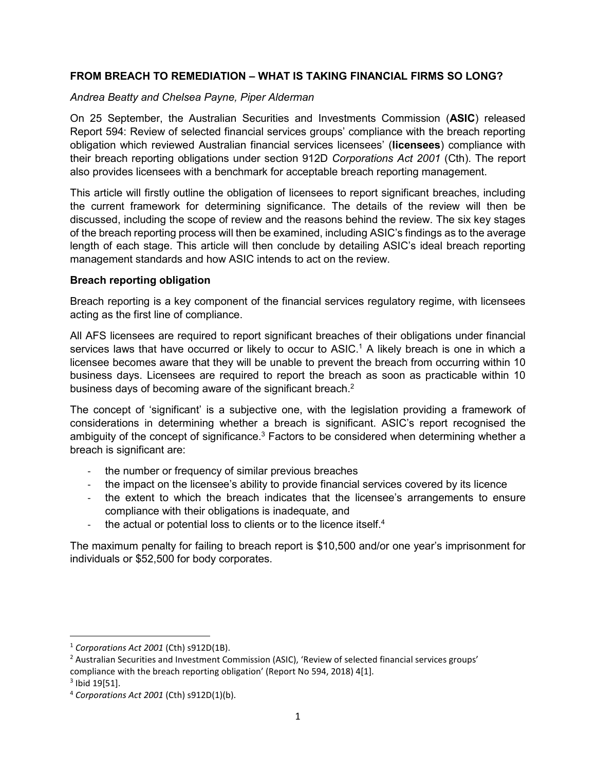**FROM BREACH TO REMEDIATION – WHAT IS TAKING FINANCIAL FIRMS SO LONG?**

*Andrea Beatty and Chelsea Payne, Piper Alderman*

On 25 September, the Australian Securities and Investments Commission (**ASIC**) released Report 594: Review of selected financial services groups' compliance with the breach reporting obligation which reviewed Australian financial services licensees' (**licensees**) compliance with their breach reporting obligations under section 912D *Corporations Act 2001* (Cth). The report also provides licensees with a benchmark for acceptable breach reporting management.

This article will firstly outline the obligation of licensees to report significant breaches, including the current framework for determining significance. The details of the review will then be discussed, including the scope of review and the reasons behind the review. The six key stages of the breach reporting process will then be examined, including ASIC's findings as to the average length of each stage. This article will then conclude by detailing ASIC's ideal breach reporting management standards and how ASIC intends to act on the review.

**Breach reporting obligation**

Breach reporting is a key component of the financial services regulatory regime, with licensees acting as the first line of compliance.

All AFS licensees are required to report significant breaches of their obligations under financial services laws that have occurred or likely to occur to ASIC.[1] A likely breach is one in which a licensee becomes aware that they will be unable to prevent the breach from occurring within 10 business days. Licensees are required to report the breach as soon as practicable within 10 business days of becoming aware of the significant breach.[2]

The concept of 'significant' is a subjective one, with the legislation providing a framework of considerations in determining whether a breach is significant. ASIC's report recognised the ambiguity of the concept of significance.[3] Factors to be considered when determining whether a breach is significant are:

- the number or frequency of similar previous breaches
- the impact on the licensee's ability to provide financial services covered by its licence
- the extent to which the breach indicates that the licensee's arrangements to ensure compliance with their obligations is inadequate, and
- the actual or potential loss to clients or to the licence itself.[4]

The maximum penalty for failing to breach report is $10,500 and/or one year's imprisonment for individuals or $52,500 for body corporates.

---

[1] *Corporations Act 2001* (Cth) s912D(1B).

[2] Australian Securities and Investment Commission (ASIC), 'Review of selected financial services groups' compliance with the breach reporting obligation' (Report No 594, 2018) 4[1].

[3] Ibid 19[51].

[4] *Corporations Act 2001* (Cth) s912D(1)(b).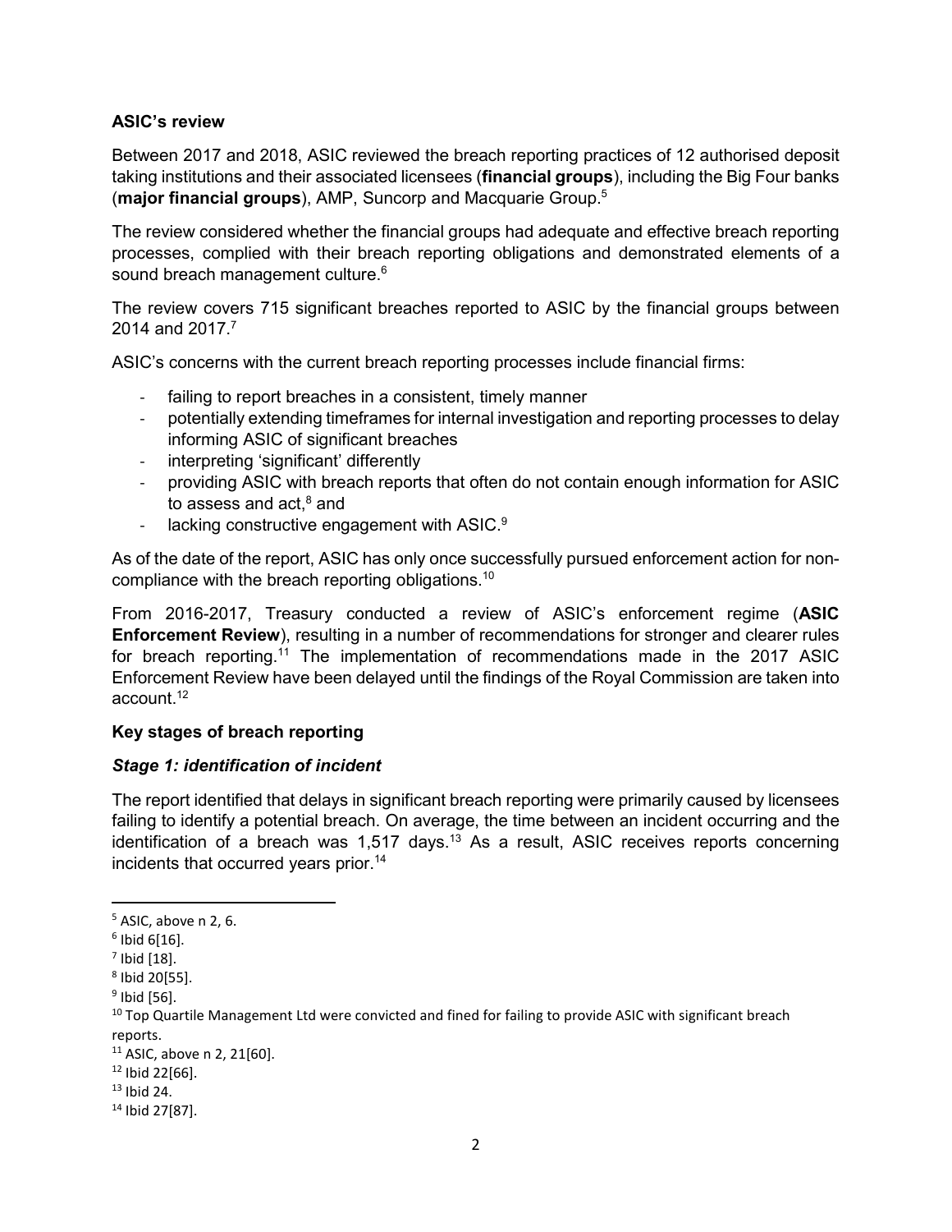**ASIC's review**

Between 2017 and 2018, ASIC reviewed the breach reporting practices of 12 authorised deposit taking institutions and their associated licensees (**financial groups**), including the Big Four banks (**major financial groups**), AMP, Suncorp and Macquarie Group.[5]

The review considered whether the financial groups had adequate and effective breach reporting processes, complied with their breach reporting obligations and demonstrated elements of a sound breach management culture.[6]

The review covers 715 significant breaches reported to ASIC by the financial groups between 2014 and 2017.[7]

ASIC's concerns with the current breach reporting processes include financial firms:

- failing to report breaches in a consistent, timely manner
- potentially extending timeframes for internal investigation and reporting processes to delay informing ASIC of significant breaches
- interpreting 'significant' differently
- providing ASIC with breach reports that often do not contain enough information for ASIC to assess and act,[8] and
- lacking constructive engagement with ASIC.[9]

As of the date of the report, ASIC has only once successfully pursued enforcement action for non-compliance with the breach reporting obligations.[10]

From 2016-2017, Treasury conducted a review of ASIC's enforcement regime (**ASIC Enforcement Review**), resulting in a number of recommendations for stronger and clearer rules for breach reporting.[11] The implementation of recommendations made in the 2017 ASIC Enforcement Review have been delayed until the findings of the Royal Commission are taken into account.[12]

**Key stages of breach reporting**

***Stage 1: identification of incident***

The report identified that delays in significant breach reporting were primarily caused by licensees failing to identify a potential breach. On average, the time between an incident occurring and the identification of a breach was 1,517 days.[13] As a result, ASIC receives reports concerning incidents that occurred years prior.[14]

---

[5] ASIC, above n 2, 6.

[6] Ibid 6[16].

[7] Ibid [18].

[8] Ibid 20[55].

[9] Ibid [56].

[10] Top Quartile Management Ltd were convicted and fined for failing to provide ASIC with significant breach reports.

[11] ASIC, above n 2, 21[60].

[12] Ibid 22[66].

[13] Ibid 24.

[14] Ibid 27[87].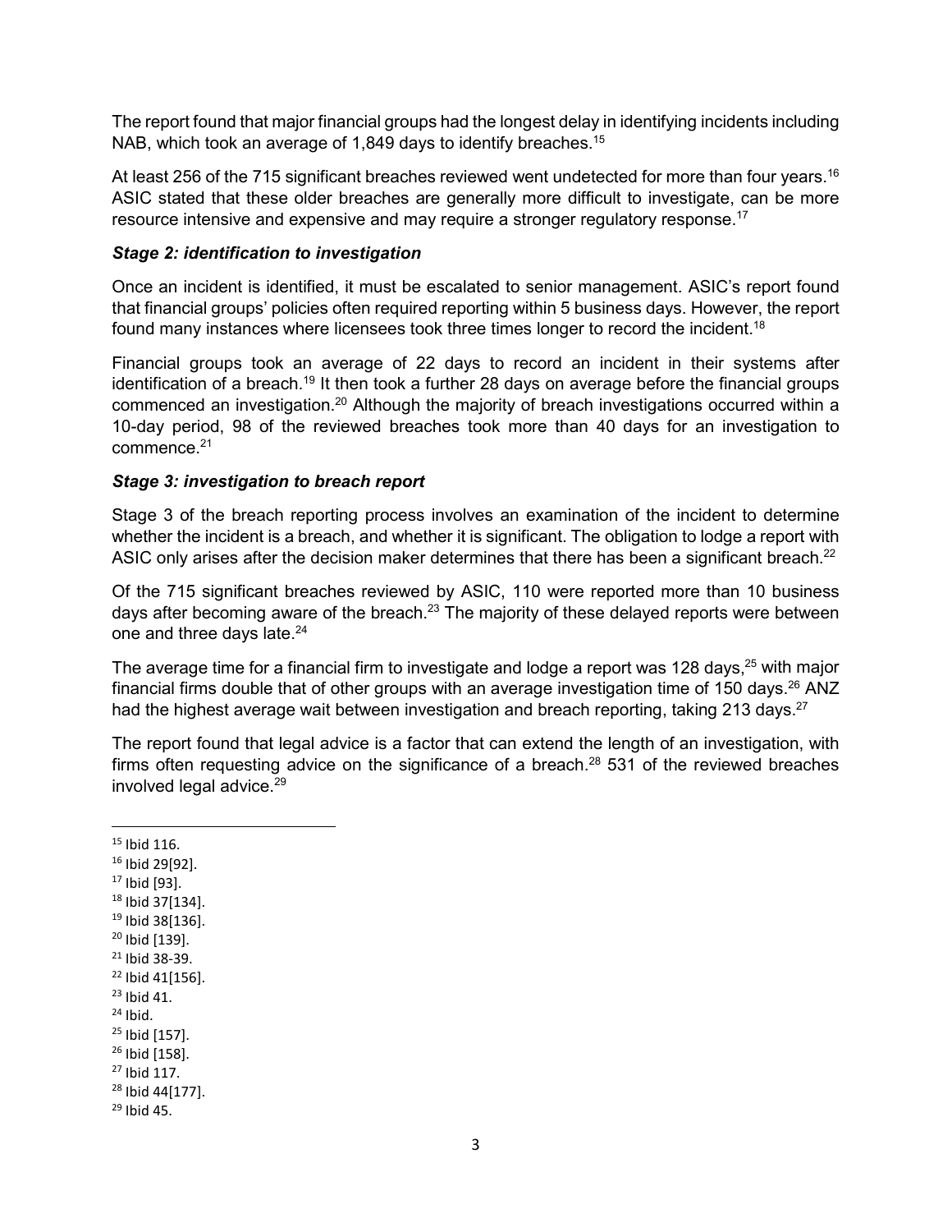The report found that major financial groups had the longest delay in identifying incidents including NAB, which took an average of 1,849 days to identify breaches.[15]

At least 256 of the 715 significant breaches reviewed went undetected for more than four years.[16] ASIC stated that these older breaches are generally more difficult to investigate, can be more resource intensive and expensive and may require a stronger regulatory response.[17]

### *Stage 2: identification to investigation*

Once an incident is identified, it must be escalated to senior management. ASIC's report found that financial groups' policies often required reporting within 5 business days. However, the report found many instances where licensees took three times longer to record the incident.[18]

Financial groups took an average of 22 days to record an incident in their systems after identification of a breach.[19] It then took a further 28 days on average before the financial groups commenced an investigation.[20] Although the majority of breach investigations occurred within a 10-day period, 98 of the reviewed breaches took more than 40 days for an investigation to commence.[21]

### *Stage 3: investigation to breach report*

Stage 3 of the breach reporting process involves an examination of the incident to determine whether the incident is a breach, and whether it is significant. The obligation to lodge a report with ASIC only arises after the decision maker determines that there has been a significant breach.[22]

Of the 715 significant breaches reviewed by ASIC, 110 were reported more than 10 business days after becoming aware of the breach.[23] The majority of these delayed reports were between one and three days late.[24]

The average time for a financial firm to investigate and lodge a report was 128 days,[25] with major financial firms double that of other groups with an average investigation time of 150 days.[26] ANZ had the highest average wait between investigation and breach reporting, taking 213 days.[27]

The report found that legal advice is a factor that can extend the length of an investigation, with firms often requesting advice on the significance of a breach.[28] 531 of the reviewed breaches involved legal advice.[29]

---

[15] Ibid 116.
[16] Ibid 29[92].
[17] Ibid [93].
[18] Ibid 37[134].
[19] Ibid 38[136].
[20] Ibid [139].
[21] Ibid 38-39.
[22] Ibid 41[156].
[23] Ibid 41.
[24] Ibid.
[25] Ibid [157].
[26] Ibid [158].
[27] Ibid 117.
[28] Ibid 44[177].
[29] Ibid 45.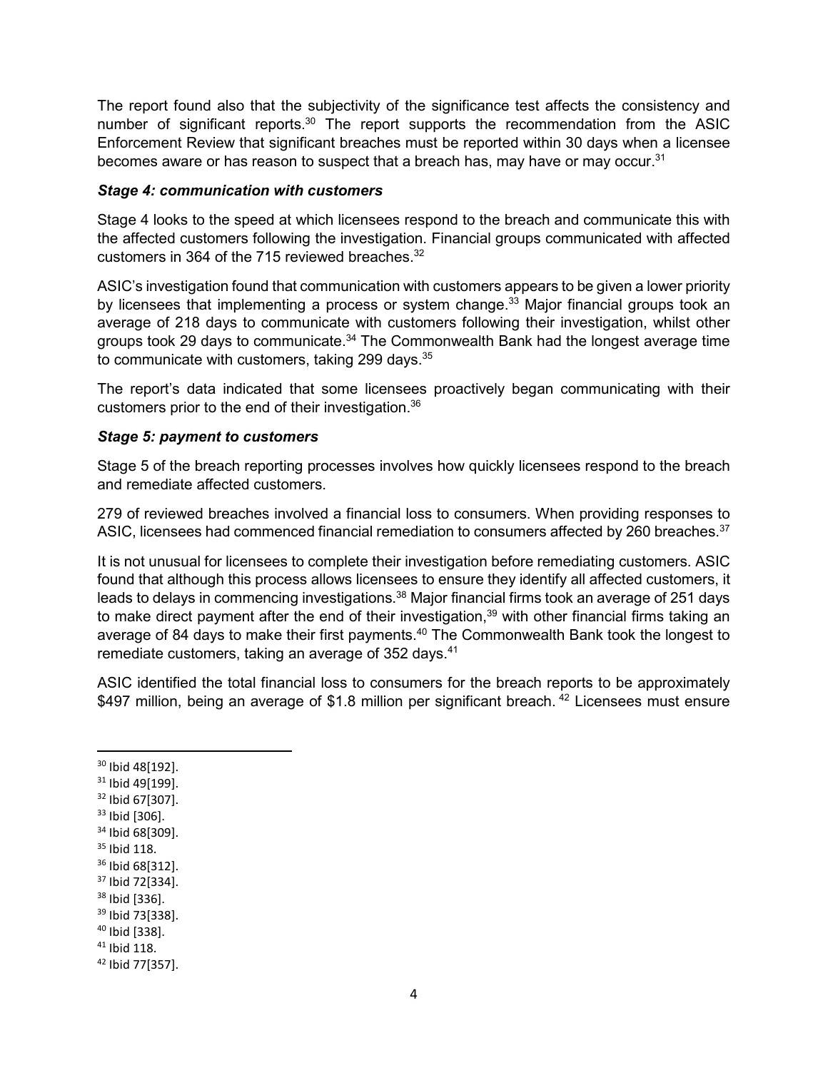The report found also that the subjectivity of the significance test affects the consistency and number of significant reports.[30] The report supports the recommendation from the ASIC Enforcement Review that significant breaches must be reported within 30 days when a licensee becomes aware or has reason to suspect that a breach has, may have or may occur.[31]

### *Stage 4: communication with customers*

Stage 4 looks to the speed at which licensees respond to the breach and communicate this with the affected customers following the investigation. Financial groups communicated with affected customers in 364 of the 715 reviewed breaches.[32]

ASIC's investigation found that communication with customers appears to be given a lower priority by licensees that implementing a process or system change.[33] Major financial groups took an average of 218 days to communicate with customers following their investigation, whilst other groups took 29 days to communicate.[34] The Commonwealth Bank had the longest average time to communicate with customers, taking 299 days.[35]

The report's data indicated that some licensees proactively began communicating with their customers prior to the end of their investigation.[36]

### *Stage 5: payment to customers*

Stage 5 of the breach reporting processes involves how quickly licensees respond to the breach and remediate affected customers.

279 of reviewed breaches involved a financial loss to consumers. When providing responses to ASIC, licensees had commenced financial remediation to consumers affected by 260 breaches.[37]

It is not unusual for licensees to complete their investigation before remediating customers. ASIC found that although this process allows licensees to ensure they identify all affected customers, it leads to delays in commencing investigations.[38] Major financial firms took an average of 251 days to make direct payment after the end of their investigation,[39] with other financial firms taking an average of 84 days to make their first payments.[40] The Commonwealth Bank took the longest to remediate customers, taking an average of 352 days.[41]

ASIC identified the total financial loss to consumers for the breach reports to be approximately $497 million, being an average of $1.8 million per significant breach.[42] Licensees must ensure

---

[30] Ibid 48[192].
[31] Ibid 49[199].
[32] Ibid 67[307].
[33] Ibid [306].
[34] Ibid 68[309].
[35] Ibid 118.
[36] Ibid 68[312].
[37] Ibid 72[334].
[38] Ibid [336].
[39] Ibid 73[338].
[40] Ibid [338].
[41] Ibid 118.
[42] Ibid 77[357].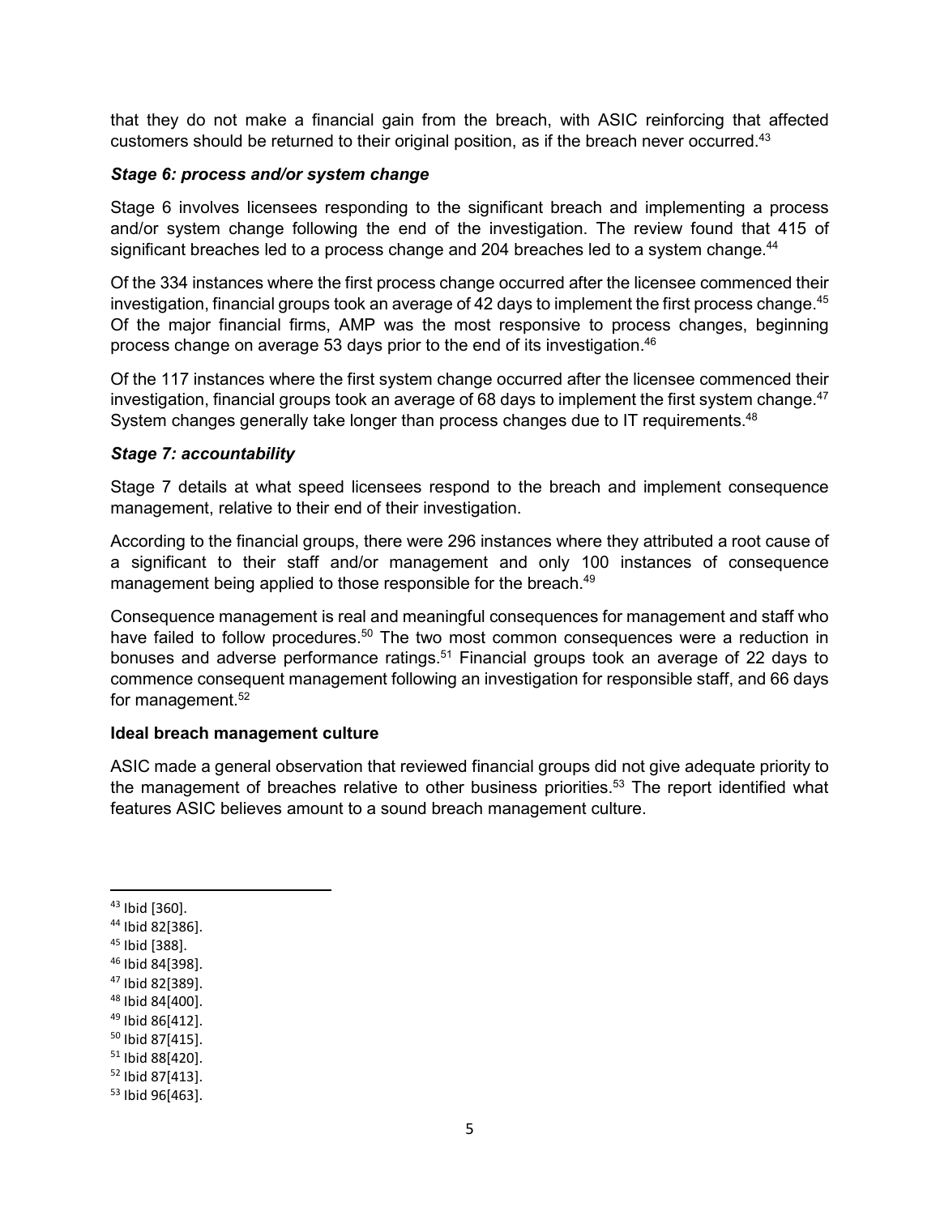that they do not make a financial gain from the breach, with ASIC reinforcing that affected customers should be returned to their original position, as if the breach never occurred.[43]

### *Stage 6: process and/or system change*

Stage 6 involves licensees responding to the significant breach and implementing a process and/or system change following the end of the investigation. The review found that 415 of significant breaches led to a process change and 204 breaches led to a system change.[44]

Of the 334 instances where the first process change occurred after the licensee commenced their investigation, financial groups took an average of 42 days to implement the first process change.[45] Of the major financial firms, AMP was the most responsive to process changes, beginning process change on average 53 days prior to the end of its investigation.[46]

Of the 117 instances where the first system change occurred after the licensee commenced their investigation, financial groups took an average of 68 days to implement the first system change.[47] System changes generally take longer than process changes due to IT requirements.[48]

### *Stage 7: accountability*

Stage 7 details at what speed licensees respond to the breach and implement consequence management, relative to their end of their investigation.

According to the financial groups, there were 296 instances where they attributed a root cause of a significant to their staff and/or management and only 100 instances of consequence management being applied to those responsible for the breach.[49]

Consequence management is real and meaningful consequences for management and staff who have failed to follow procedures.[50] The two most common consequences were a reduction in bonuses and adverse performance ratings.[51] Financial groups took an average of 22 days to commence consequent management following an investigation for responsible staff, and 66 days for management.[52]

### **Ideal breach management culture**

ASIC made a general observation that reviewed financial groups did not give adequate priority to the management of breaches relative to other business priorities.[53] The report identified what features ASIC believes amount to a sound breach management culture.

---

[43] Ibid [360].
[44] Ibid 82[386].
[45] Ibid [388].
[46] Ibid 84[398].
[47] Ibid 82[389].
[48] Ibid 84[400].
[49] Ibid 86[412].
[50] Ibid 87[415].
[51] Ibid 88[420].
[52] Ibid 87[413].
[53] Ibid 96[463].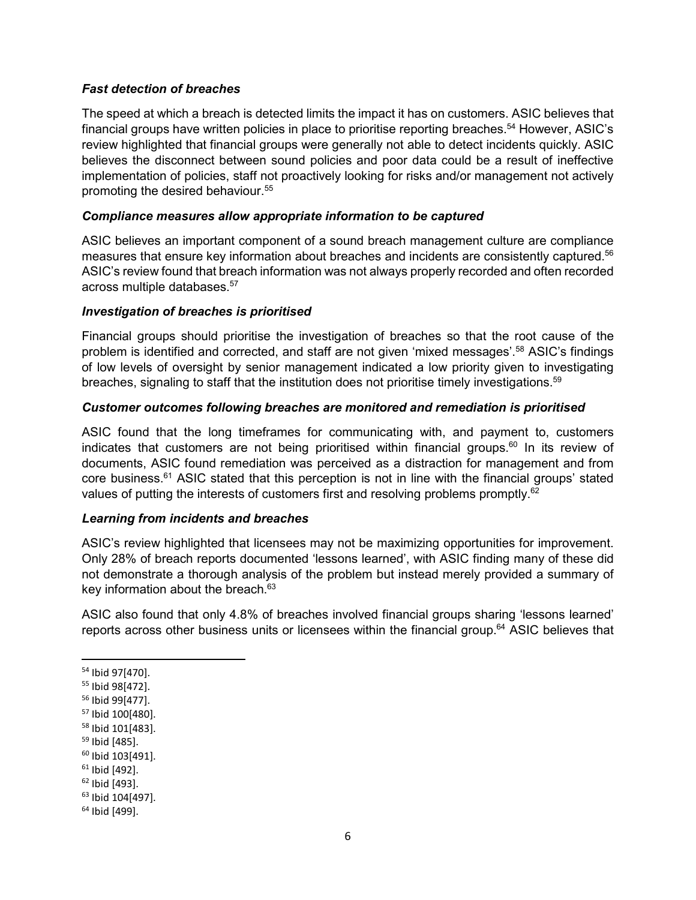***Fast detection of breaches***

The speed at which a breach is detected limits the impact it has on customers. ASIC believes that financial groups have written policies in place to prioritise reporting breaches.[54] However, ASIC's review highlighted that financial groups were generally not able to detect incidents quickly. ASIC believes the disconnect between sound policies and poor data could be a result of ineffective implementation of policies, staff not proactively looking for risks and/or management not actively promoting the desired behaviour.[55]

***Compliance measures allow appropriate information to be captured***

ASIC believes an important component of a sound breach management culture are compliance measures that ensure key information about breaches and incidents are consistently captured.[56] ASIC's review found that breach information was not always properly recorded and often recorded across multiple databases.[57]

***Investigation of breaches is prioritised***

Financial groups should prioritise the investigation of breaches so that the root cause of the problem is identified and corrected, and staff are not given 'mixed messages'.[58] ASIC's findings of low levels of oversight by senior management indicated a low priority given to investigating breaches, signaling to staff that the institution does not prioritise timely investigations.[59]

***Customer outcomes following breaches are monitored and remediation is prioritised***

ASIC found that the long timeframes for communicating with, and payment to, customers indicates that customers are not being prioritised within financial groups.[60] In its review of documents, ASIC found remediation was perceived as a distraction for management and from core business.[61] ASIC stated that this perception is not in line with the financial groups' stated values of putting the interests of customers first and resolving problems promptly.[62]

***Learning from incidents and breaches***

ASIC's review highlighted that licensees may not be maximizing opportunities for improvement. Only 28% of breach reports documented 'lessons learned', with ASIC finding many of these did not demonstrate a thorough analysis of the problem but instead merely provided a summary of key information about the breach.[63]

ASIC also found that only 4.8% of breaches involved financial groups sharing 'lessons learned' reports across other business units or licensees within the financial group.[64] ASIC believes that

---

[54] Ibid 97[470].
[55] Ibid 98[472].
[56] Ibid 99[477].
[57] Ibid 100[480].
[58] Ibid 101[483].
[59] Ibid [485].
[60] Ibid 103[491].
[61] Ibid [492].
[62] Ibid [493].
[63] Ibid 104[497].
[64] Ibid [499].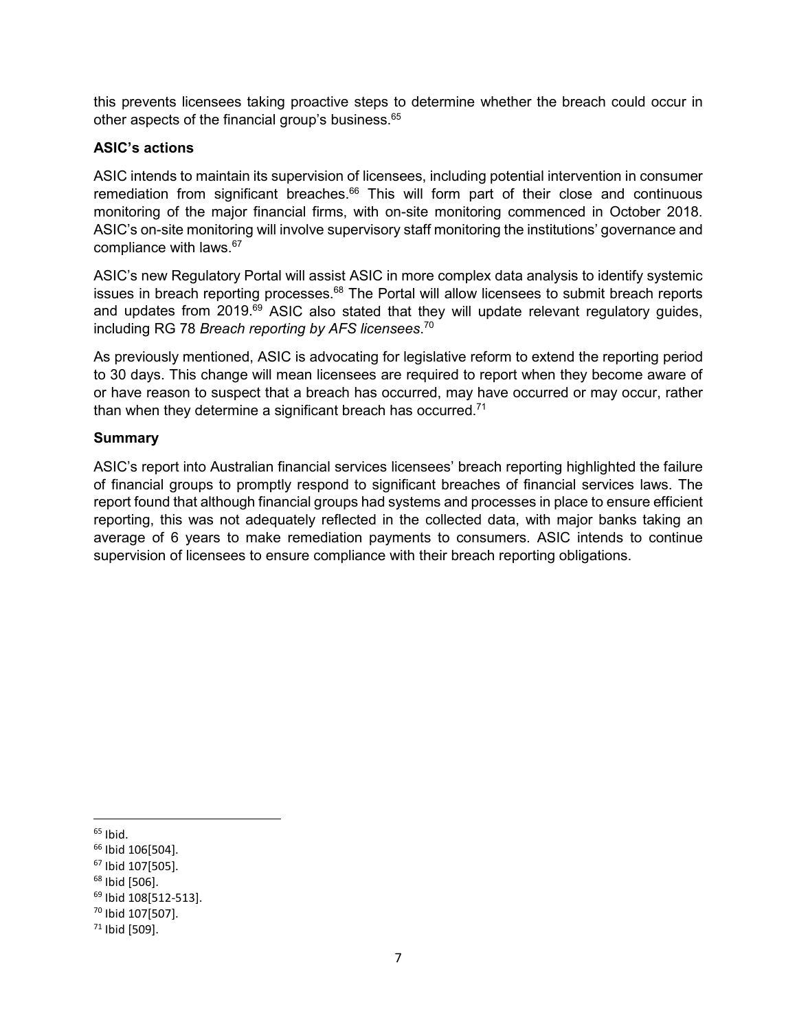this prevents licensees taking proactive steps to determine whether the breach could occur in other aspects of the financial group's business.[65]

**ASIC's actions**

ASIC intends to maintain its supervision of licensees, including potential intervention in consumer remediation from significant breaches.[66] This will form part of their close and continuous monitoring of the major financial firms, with on-site monitoring commenced in October 2018. ASIC's on-site monitoring will involve supervisory staff monitoring the institutions' governance and compliance with laws.[67]

ASIC's new Regulatory Portal will assist ASIC in more complex data analysis to identify systemic issues in breach reporting processes.[68] The Portal will allow licensees to submit breach reports and updates from 2019.[69] ASIC also stated that they will update relevant regulatory guides, including RG 78 *Breach reporting by AFS licensees*.[70]

As previously mentioned, ASIC is advocating for legislative reform to extend the reporting period to 30 days. This change will mean licensees are required to report when they become aware of or have reason to suspect that a breach has occurred, may have occurred or may occur, rather than when they determine a significant breach has occurred.[71]

**Summary**

ASIC's report into Australian financial services licensees' breach reporting highlighted the failure of financial groups to promptly respond to significant breaches of financial services laws. The report found that although financial groups had systems and processes in place to ensure efficient reporting, this was not adequately reflected in the collected data, with major banks taking an average of 6 years to make remediation payments to consumers. ASIC intends to continue supervision of licensees to ensure compliance with their breach reporting obligations.

---

[65] Ibid.
[66] Ibid 106[504].
[67] Ibid 107[505].
[68] Ibid [506].
[69] Ibid 108[512-513].
[70] Ibid 107[507].
[71] Ibid [509].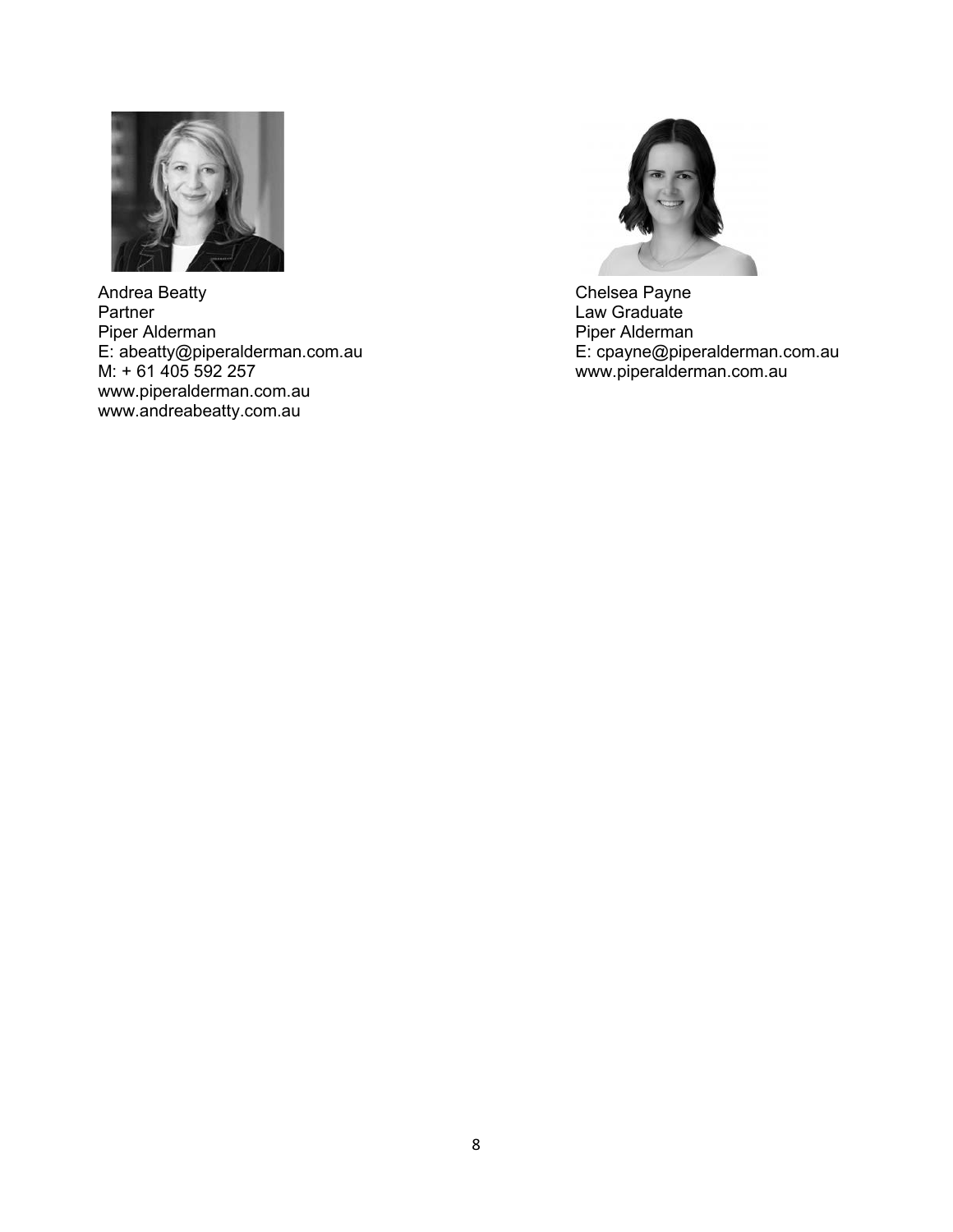Andrea Beatty
Partner
Piper Alderman
E: abeatty@piperalderman.com.au
M: + 61 405 592 257
www.piperalderman.com.au
www.andreabeatty.com.au

Chelsea Payne
Law Graduate
Piper Alderman
E: cpayne@piperalderman.com.au
www.piperalderman.com.au